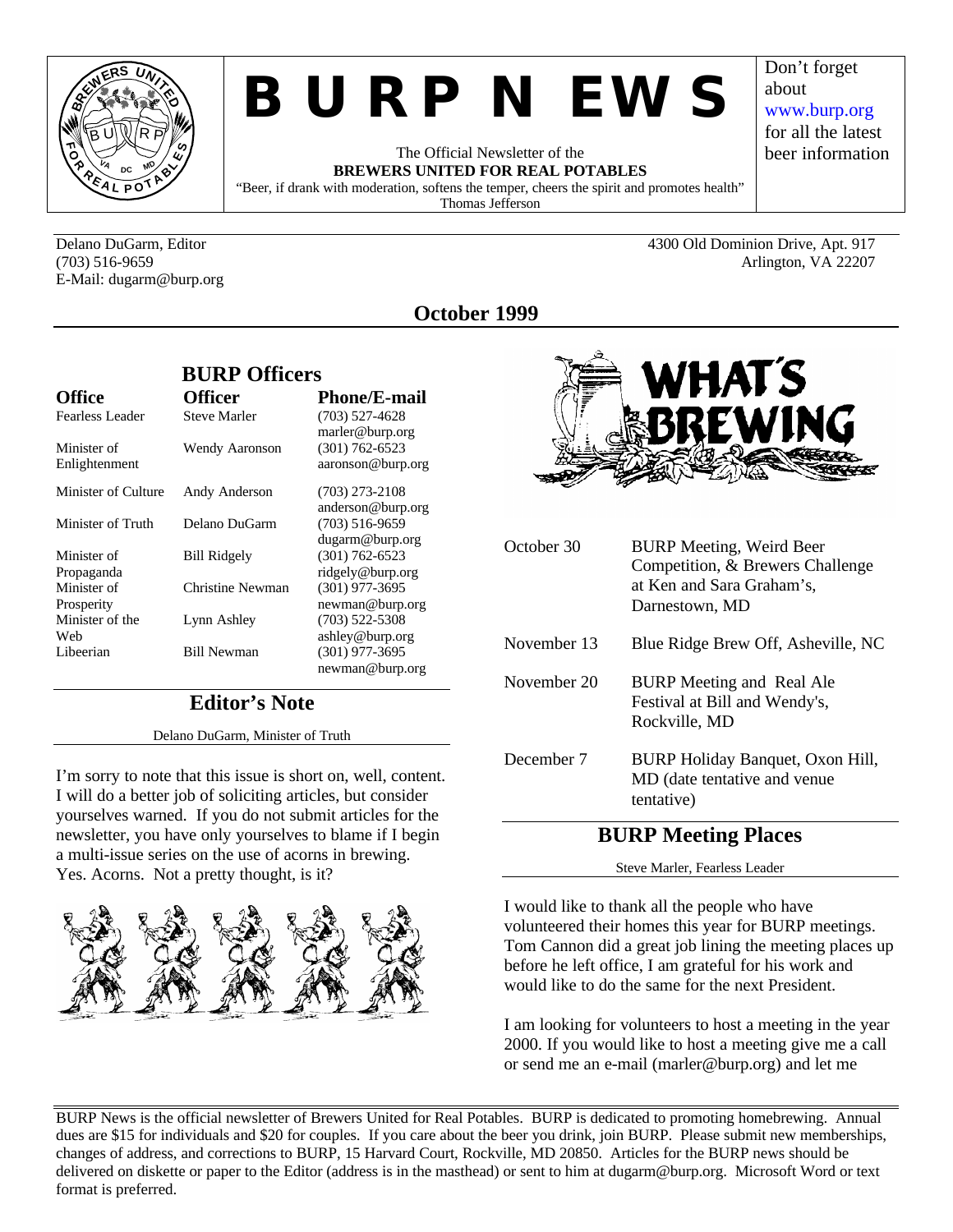# BURP NEWS

The Official Newsletter of the
**BREWERS UNITED FOR REAL POTABLES**
"Beer, if drank with moderation, softens the temper, cheers the spirit and promotes health"
Thomas Jefferson

Don't forget about www.burp.org for all the latest beer information

Delano DuGarm, Editor
(703) 516-9659
E-Mail: dugarm@burp.org

4300 Old Dominion Drive, Apt. 917
Arlington, VA 22207

## October 1999

## BURP Officers

| Office | Officer | Phone/E-mail |
|---|---|---|
| Fearless Leader | Steve Marler | (703) 527-4628 marler@burp.org |
| Minister of Enlightenment | Wendy Aaronson | (301) 762-6523 aaronson@burp.org |
| Minister of Culture | Andy Anderson | (703) 273-2108 anderson@burp.org |
| Minister of Truth | Delano DuGarm | (703) 516-9659 dugarm@burp.org |
| Minister of Propaganda | Bill Ridgely | (301) 762-6523 ridgely@burp.org |
| Minister of Prosperity | Christine Newman | (301) 977-3695 newman@burp.org |
| Minister of the Web | Lynn Ashley | (703) 522-5308 ashley@burp.org |
| Libeerian | Bill Newman | (301) 977-3695 newman@burp.org |

## Editor's Note

Delano DuGarm, Minister of Truth

I'm sorry to note that this issue is short on, well, content. I will do a better job of soliciting articles, but consider yourselves warned. If you do not submit articles for the newsletter, you have only yourselves to blame if I begin a multi-issue series on the use of acorns in brewing. Yes. Acorns. Not a pretty thought, is it?

## What's Brewing

| | |
|---|---|
| October 30 | BURP Meeting, Weird Beer Competition, & Brewers Challenge at Ken and Sara Graham's, Darnestown, MD |
| November 13 | Blue Ridge Brew Off, Asheville, NC |
| November 20 | BURP Meeting and Real Ale Festival at Bill and Wendy's, Rockville, MD |
| December 7 | BURP Holiday Banquet, Oxon Hill, MD (date tentative and venue tentative) |

## BURP Meeting Places

Steve Marler, Fearless Leader

I would like to thank all the people who have volunteered their homes this year for BURP meetings. Tom Cannon did a great job lining the meeting places up before he left office, I am grateful for his work and would like to do the same for the next President.

I am looking for volunteers to host a meeting in the year 2000. If you would like to host a meeting give me a call or send me an e-mail (marler@burp.org) and let me

BURP News is the official newsletter of Brewers United for Real Potables. BURP is dedicated to promoting homebrewing. Annual dues are $15 for individuals and $20 for couples. If you care about the beer you drink, join BURP. Please submit new memberships, changes of address, and corrections to BURP, 15 Harvard Court, Rockville, MD 20850. Articles for the BURP news should be delivered on diskette or paper to the Editor (address is in the masthead) or sent to him at dugarm@burp.org. Microsoft Word or text format is preferred.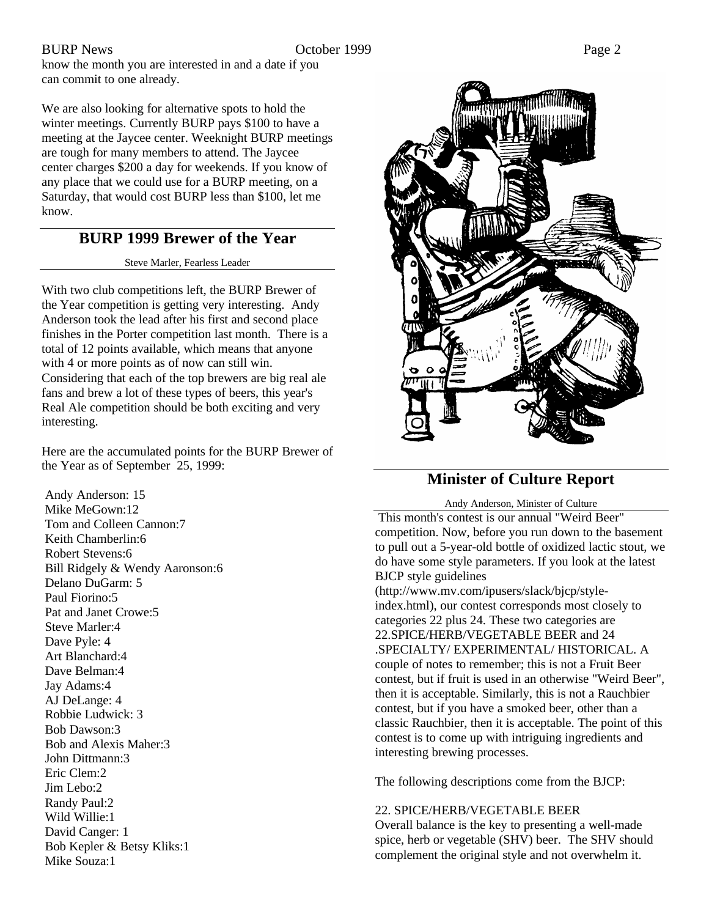know the month you are interested in and a date if you can commit to one already.

We are also looking for alternative spots to hold the winter meetings. Currently BURP pays $100 to have a meeting at the Jaycee center. Weeknight BURP meetings are tough for many members to attend. The Jaycee center charges $200 a day for weekends. If you know of any place that we could use for a BURP meeting, on a Saturday, that would cost BURP less than $100, let me know.

## BURP 1999 Brewer of the Year

Steve Marler, Fearless Leader

With two club competitions left, the BURP Brewer of the Year competition is getting very interesting. Andy Anderson took the lead after his first and second place finishes in the Porter competition last month. There is a total of 12 points available, which means that anyone with 4 or more points as of now can still win. Considering that each of the top brewers are big real ale fans and brew a lot of these types of beers, this year's Real Ale competition should be both exciting and very interesting.

Here are the accumulated points for the BURP Brewer of the Year as of September 25, 1999:

Andy Anderson: 15
Mike MeGown:12
Tom and Colleen Cannon:7
Keith Chamberlin:6
Robert Stevens:6
Bill Ridgely & Wendy Aaronson:6
Delano DuGarm: 5
Paul Fiorino:5
Pat and Janet Crowe:5
Steve Marler:4
Dave Pyle: 4
Art Blanchard:4
Dave Belman:4
Jay Adams:4
AJ DeLange: 4
Robbie Ludwick: 3
Bob Dawson:3
Bob and Alexis Maher:3
John Dittmann:3
Eric Clem:2
Jim Lebo:2
Randy Paul:2
Wild Willie:1
David Canger: 1
Bob Kepler & Betsy Kliks:1
Mike Souza:1

## Minister of Culture Report

Andy Anderson, Minister of Culture

This month's contest is our annual "Weird Beer" competition. Now, before you run down to the basement to pull out a 5-year-old bottle of oxidized lactic stout, we do have some style parameters. If you look at the latest BJCP style guidelines (http://www.mv.com/ipusers/slack/bjcp/style-index.html), our contest corresponds most closely to categories 22 plus 24. These two categories are 22.SPICE/HERB/VEGETABLE BEER and 24 .SPECIALTY/ EXPERIMENTAL/ HISTORICAL. A couple of notes to remember; this is not a Fruit Beer contest, but if fruit is used in an otherwise "Weird Beer", then it is acceptable. Similarly, this is not a Rauchbier contest, but if you have a smoked beer, other than a classic Rauchbier, then it is acceptable. The point of this contest is to come up with intriguing ingredients and interesting brewing processes.

The following descriptions come from the BJCP:

22. SPICE/HERB/VEGETABLE BEER
Overall balance is the key to presenting a well-made spice, herb or vegetable (SHV) beer. The SHV should complement the original style and not overwhelm it.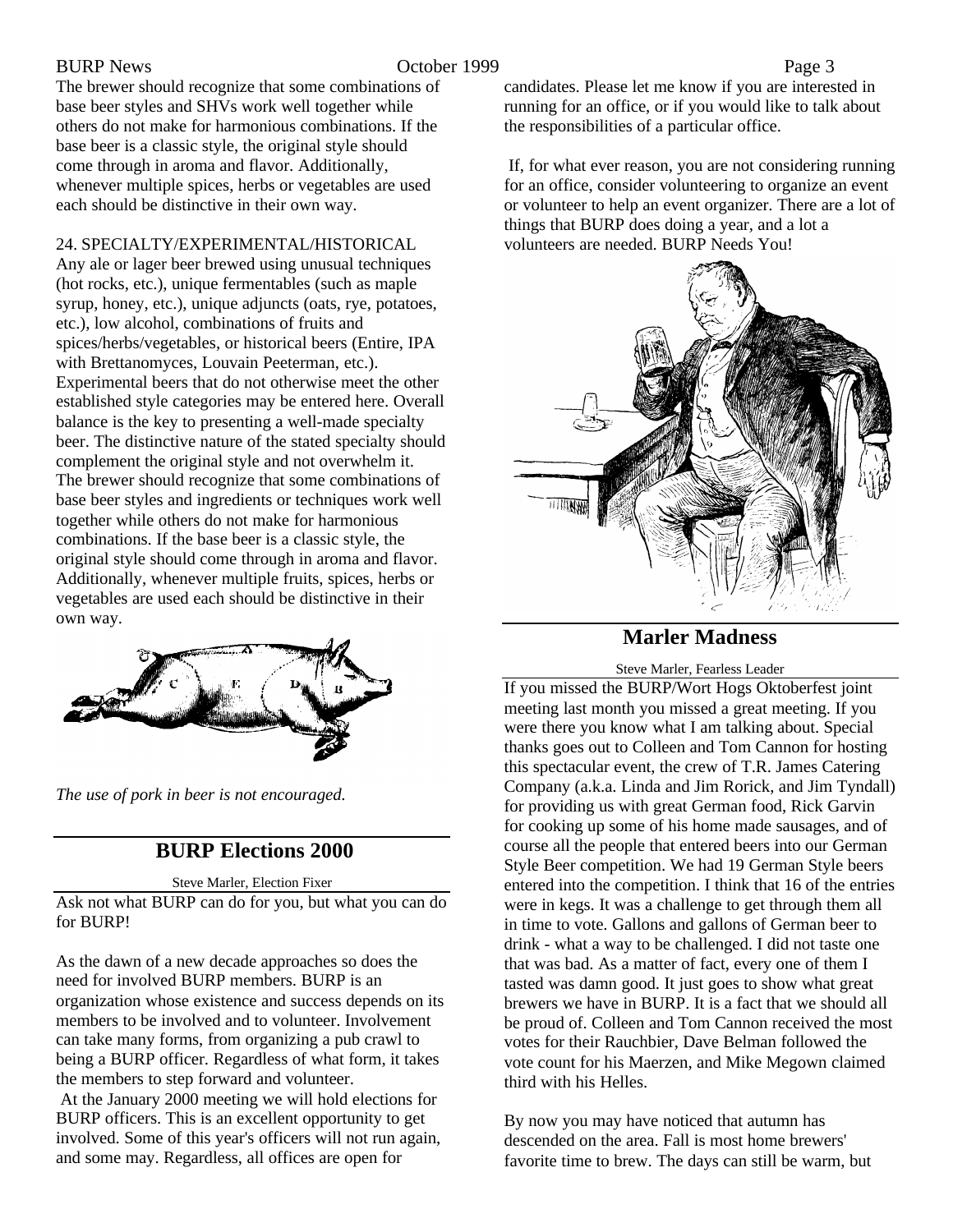The brewer should recognize that some combinations of base beer styles and SHVs work well together while others do not make for harmonious combinations. If the base beer is a classic style, the original style should come through in aroma and flavor. Additionally, whenever multiple spices, herbs or vegetables are used each should be distinctive in their own way.

24. SPECIALTY/EXPERIMENTAL/HISTORICAL

Any ale or lager beer brewed using unusual techniques (hot rocks, etc.), unique fermentables (such as maple syrup, honey, etc.), unique adjuncts (oats, rye, potatoes, etc.), low alcohol, combinations of fruits and spices/herbs/vegetables, or historical beers (Entire, IPA with Brettanomyces, Louvain Peeterman, etc.). Experimental beers that do not otherwise meet the other established style categories may be entered here. Overall balance is the key to presenting a well-made specialty beer. The distinctive nature of the stated specialty should complement the original style and not overwhelm it. The brewer should recognize that some combinations of base beer styles and ingredients or techniques work well together while others do not make for harmonious combinations. If the base beer is a classic style, the original style should come through in aroma and flavor. Additionally, whenever multiple fruits, spices, herbs or vegetables are used each should be distinctive in their own way.

*The use of pork in beer is not encouraged.*

## BURP Elections 2000

Steve Marler, Election Fixer

Ask not what BURP can do for you, but what you can do for BURP!

As the dawn of a new decade approaches so does the need for involved BURP members. BURP is an organization whose existence and success depends on its members to be involved and to volunteer. Involvement can take many forms, from organizing a pub crawl to being a BURP officer. Regardless of what form, it takes the members to step forward and volunteer.

At the January 2000 meeting we will hold elections for BURP officers. This is an excellent opportunity to get involved. Some of this year's officers will not run again, and some may. Regardless, all offices are open for candidates. Please let me know if you are interested in running for an office, or if you would like to talk about the responsibilities of a particular office.

If, for what ever reason, you are not considering running for an office, consider volunteering to organize an event or volunteer to help an event organizer. There are a lot of things that BURP does doing a year, and a lot a volunteers are needed. BURP Needs You!

## Marler Madness

Steve Marler, Fearless Leader

If you missed the BURP/Wort Hogs Oktoberfest joint meeting last month you missed a great meeting. If you were there you know what I am talking about. Special thanks goes out to Colleen and Tom Cannon for hosting this spectacular event, the crew of T.R. James Catering Company (a.k.a. Linda and Jim Rorick, and Jim Tyndall) for providing us with great German food, Rick Garvin for cooking up some of his home made sausages, and of course all the people that entered beers into our German Style Beer competition. We had 19 German Style beers entered into the competition. I think that 16 of the entries were in kegs. It was a challenge to get through them all in time to vote. Gallons and gallons of German beer to drink - what a way to be challenged. I did not taste one that was bad. As a matter of fact, every one of them I tasted was damn good. It just goes to show what great brewers we have in BURP. It is a fact that we should all be proud of. Colleen and Tom Cannon received the most votes for their Rauchbier, Dave Belman followed the vote count for his Maerzen, and Mike Megown claimed third with his Helles.

By now you may have noticed that autumn has descended on the area. Fall is most home brewers' favorite time to brew. The days can still be warm, but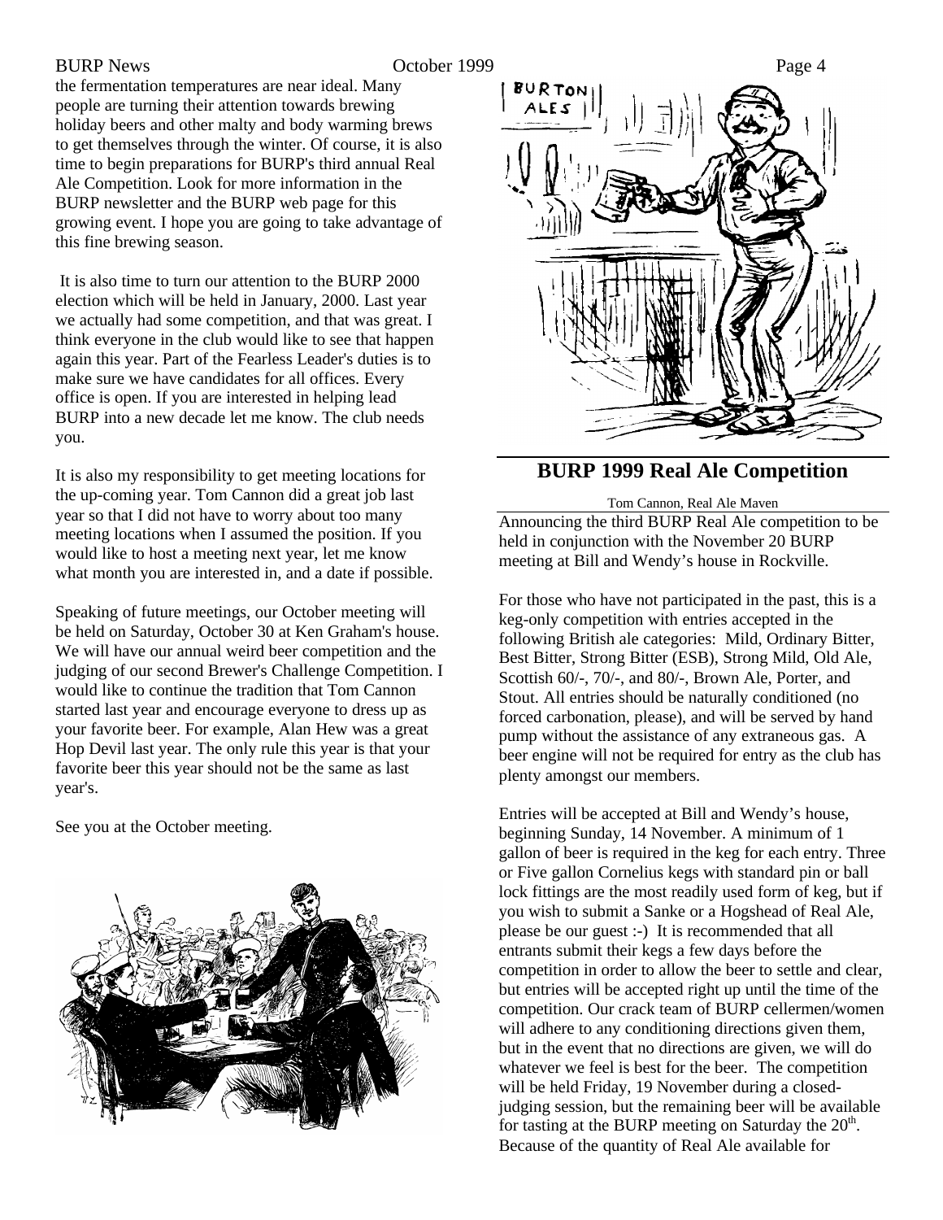the fermentation temperatures are near ideal. Many people are turning their attention towards brewing holiday beers and other malty and body warming brews to get themselves through the winter. Of course, it is also time to begin preparations for BURP's third annual Real Ale Competition. Look for more information in the BURP newsletter and the BURP web page for this growing event. I hope you are going to take advantage of this fine brewing season.

It is also time to turn our attention to the BURP 2000 election which will be held in January, 2000. Last year we actually had some competition, and that was great. I think everyone in the club would like to see that happen again this year. Part of the Fearless Leader's duties is to make sure we have candidates for all offices. Every office is open. If you are interested in helping lead BURP into a new decade let me know. The club needs you.

It is also my responsibility to get meeting locations for the up-coming year. Tom Cannon did a great job last year so that I did not have to worry about too many meeting locations when I assumed the position. If you would like to host a meeting next year, let me know what month you are interested in, and a date if possible.

Speaking of future meetings, our October meeting will be held on Saturday, October 30 at Ken Graham's house. We will have our annual weird beer competition and the judging of our second Brewer's Challenge Competition. I would like to continue the tradition that Tom Cannon started last year and encourage everyone to dress up as your favorite beer. For example, Alan Hew was a great Hop Devil last year. The only rule this year is that your favorite beer this year should not be the same as last year's.

See you at the October meeting.

## BURP 1999 Real Ale Competition

Tom Cannon, Real Ale Maven

Announcing the third BURP Real Ale competition to be held in conjunction with the November 20 BURP meeting at Bill and Wendy's house in Rockville.

For those who have not participated in the past, this is a keg-only competition with entries accepted in the following British ale categories: Mild, Ordinary Bitter, Best Bitter, Strong Bitter (ESB), Strong Mild, Old Ale, Scottish 60/-, 70/-, and 80/-, Brown Ale, Porter, and Stout. All entries should be naturally conditioned (no forced carbonation, please), and will be served by hand pump without the assistance of any extraneous gas. A beer engine will not be required for entry as the club has plenty amongst our members.

Entries will be accepted at Bill and Wendy's house, beginning Sunday, 14 November. A minimum of 1 gallon of beer is required in the keg for each entry. Three or Five gallon Cornelius kegs with standard pin or ball lock fittings are the most readily used form of keg, but if you wish to submit a Sanke or a Hogshead of Real Ale, please be our guest :-) It is recommended that all entrants submit their kegs a few days before the competition in order to allow the beer to settle and clear, but entries will be accepted right up until the time of the competition. Our crack team of BURP cellermen/women will adhere to any conditioning directions given them, but in the event that no directions are given, we will do whatever we feel is best for the beer. The competition will be held Friday, 19 November during a closed-judging session, but the remaining beer will be available for tasting at the BURP meeting on Saturday the 20th. Because of the quantity of Real Ale available for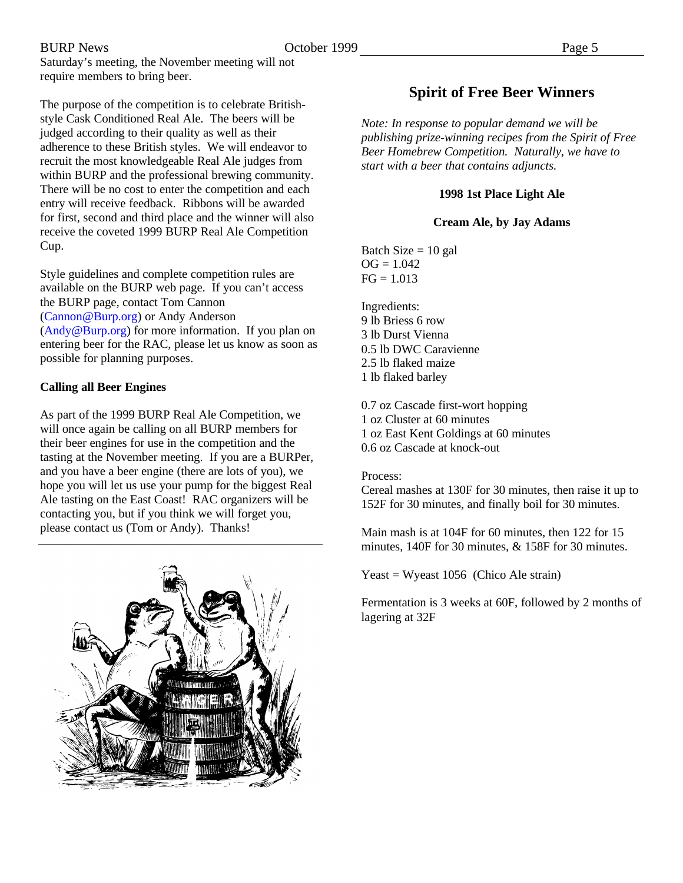Saturday's meeting, the November meeting will not require members to bring beer.

The purpose of the competition is to celebrate British-style Cask Conditioned Real Ale. The beers will be judged according to their quality as well as their adherence to these British styles. We will endeavor to recruit the most knowledgeable Real Ale judges from within BURP and the professional brewing community. There will be no cost to enter the competition and each entry will receive feedback. Ribbons will be awarded for first, second and third place and the winner will also receive the coveted 1999 BURP Real Ale Competition Cup.

Style guidelines and complete competition rules are available on the BURP web page. If you can't access the BURP page, contact Tom Cannon (Cannon@Burp.org) or Andy Anderson (Andy@Burp.org) for more information. If you plan on entering beer for the RAC, please let us know as soon as possible for planning purposes.

**Calling all Beer Engines**

As part of the 1999 BURP Real Ale Competition, we will once again be calling on all BURP members for their beer engines for use in the competition and the tasting at the November meeting. If you are a BURPer, and you have a beer engine (there are lots of you), we hope you will let us use your pump for the biggest Real Ale tasting on the East Coast! RAC organizers will be contacting you, but if you think we will forget you, please contact us (Tom or Andy). Thanks!

## Spirit of Free Beer Winners

*Note: In response to popular demand we will be publishing prize-winning recipes from the Spirit of Free Beer Homebrew Competition. Naturally, we have to start with a beer that contains adjuncts.*

**1998 1st Place Light Ale**

**Cream Ale, by Jay Adams**

Batch Size = 10 gal
OG = 1.042
FG = 1.013

Ingredients:
9 lb Briess 6 row
3 lb Durst Vienna
0.5 lb DWC Caravienne
2.5 lb flaked maize
1 lb flaked barley

0.7 oz Cascade first-wort hopping
1 oz Cluster at 60 minutes
1 oz East Kent Goldings at 60 minutes
0.6 oz Cascade at knock-out

Process:
Cereal mashes at 130F for 30 minutes, then raise it up to 152F for 30 minutes, and finally boil for 30 minutes.

Main mash is at 104F for 60 minutes, then 122 for 15 minutes, 140F for 30 minutes, & 158F for 30 minutes.

Yeast = Wyeast 1056 (Chico Ale strain)

Fermentation is 3 weeks at 60F, followed by 2 months of lagering at 32F